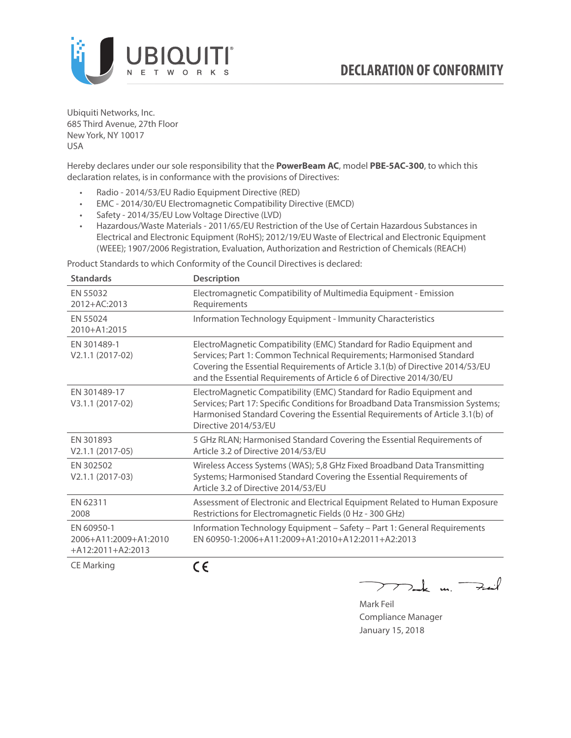# DECLARATION OF CONFORMITY

Ubiquiti Networks, Inc.
685 Third Avenue, 27th Floor
New York, NY 10017
USA

Hereby declares under our sole responsibility that the **PowerBeam AC**, model **PBE-5AC-300**, to which this declaration relates, is in conformance with the provisions of Directives:

- Radio - 2014/53/EU Radio Equipment Directive (RED)
- EMC - 2014/30/EU Electromagnetic Compatibility Directive (EMCD)
- Safety - 2014/35/EU Low Voltage Directive (LVD)
- Hazardous/Waste Materials - 2011/65/EU Restriction of the Use of Certain Hazardous Substances in Electrical and Electronic Equipment (RoHS); 2012/19/EU Waste of Electrical and Electronic Equipment (WEEE); 1907/2006 Registration, Evaluation, Authorization and Restriction of Chemicals (REACH)

Product Standards to which Conformity of the Council Directives is declared:

| Standards | Description |
|---|---|
| EN 55032 2012+AC:2013 | Electromagnetic Compatibility of Multimedia Equipment - Emission Requirements |
| EN 55024 2010+A1:2015 | Information Technology Equipment - Immunity Characteristics |
| EN 301489-1 V2.1.1 (2017-02) | ElectroMagnetic Compatibility (EMC) Standard for Radio Equipment and Services; Part 1: Common Technical Requirements; Harmonised Standard Covering the Essential Requirements of Article 3.1(b) of Directive 2014/53/EU and the Essential Requirements of Article 6 of Directive 2014/30/EU |
| EN 301489-17 V3.1.1 (2017-02) | ElectroMagnetic Compatibility (EMC) Standard for Radio Equipment and Services; Part 17: Specific Conditions for Broadband Data Transmission Systems; Harmonised Standard Covering the Essential Requirements of Article 3.1(b) of Directive 2014/53/EU |
| EN 301893 V2.1.1 (2017-05) | 5 GHz RLAN; Harmonised Standard Covering the Essential Requirements of Article 3.2 of Directive 2014/53/EU |
| EN 302502 V2.1.1 (2017-03) | Wireless Access Systems (WAS); 5,8 GHz Fixed Broadband Data Transmitting Systems; Harmonised Standard Covering the Essential Requirements of Article 3.2 of Directive 2014/53/EU |
| EN 62311 2008 | Assessment of Electronic and Electrical Equipment Related to Human Exposure Restrictions for Electromagnetic Fields (0 Hz - 300 GHz) |
| EN 60950-1 2006+A11:2009+A1:2010 +A12:2011+A2:2013 | Information Technology Equipment – Safety – Part 1: General Requirements EN 60950-1:2006+A11:2009+A1:2010+A12:2011+A2:2013 |
| CE Marking | CE |

Mark Feil
Compliance Manager
January 15, 2018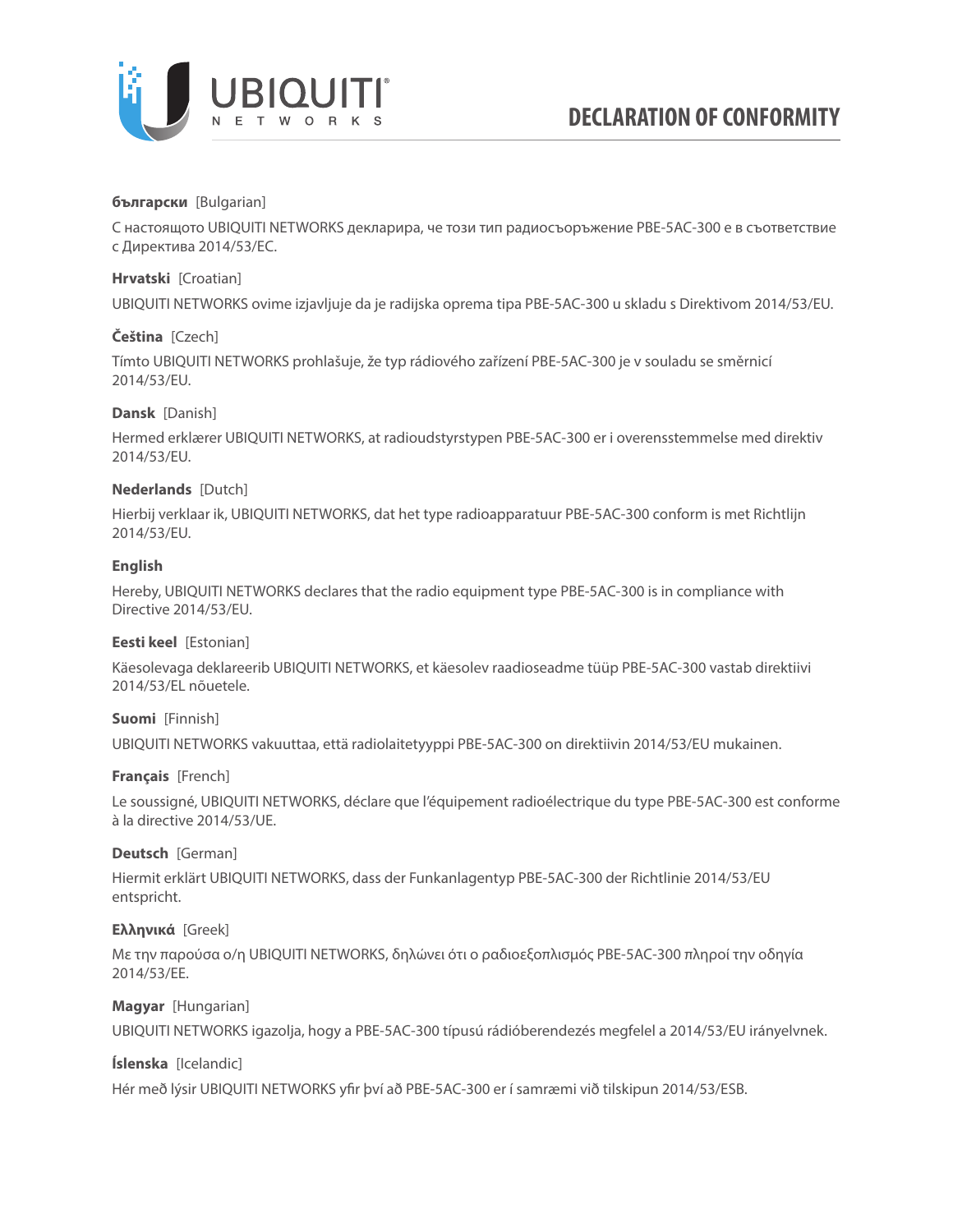# DECLARATION OF CONFORMITY

**български** [Bulgarian]

С настоящото UBIQUITI NETWORKS декларира, че този тип радиосъоръжение PBE-5AC-300 е в съответствие с Директива 2014/53/ЕС.

**Hrvatski** [Croatian]

UBIQUITI NETWORKS ovime izjavljuje da je radijska oprema tipa PBE-5AC-300 u skladu s Direktivom 2014/53/EU.

**Čeština** [Czech]

Tímto UBIQUITI NETWORKS prohlašuje, že typ rádiového zařízení PBE-5AC-300 je v souladu se směrnicí 2014/53/EU.

**Dansk** [Danish]

Hermed erklærer UBIQUITI NETWORKS, at radioudstyrstypen PBE-5AC-300 er i overensstemmelse med direktiv 2014/53/EU.

**Nederlands** [Dutch]

Hierbij verklaar ik, UBIQUITI NETWORKS, dat het type radioapparatuur PBE-5AC-300 conform is met Richtlijn 2014/53/EU.

**English**

Hereby, UBIQUITI NETWORKS declares that the radio equipment type PBE-5AC-300 is in compliance with Directive 2014/53/EU.

**Eesti keel** [Estonian]

Käesolevaga deklareerib UBIQUITI NETWORKS, et käesolev raadioseadme tüüp PBE-5AC-300 vastab direktiivi 2014/53/EL nõuetele.

**Suomi** [Finnish]

UBIQUITI NETWORKS vakuuttaa, että radiolaitetyyppi PBE-5AC-300 on direktiivin 2014/53/EU mukainen.

**Français** [French]

Le soussigné, UBIQUITI NETWORKS, déclare que l'équipement radioélectrique du type PBE-5AC-300 est conforme à la directive 2014/53/UE.

**Deutsch** [German]

Hiermit erklärt UBIQUITI NETWORKS, dass der Funkanlagentyp PBE-5AC-300 der Richtlinie 2014/53/EU entspricht.

**Ελληνικά** [Greek]

Με την παρούσα ο/η UBIQUITI NETWORKS, δηλώνει ότι ο ραδιοεξοπλισμός PBE-5AC-300 πληροί την οδηγία 2014/53/ΕΕ.

**Magyar** [Hungarian]

UBIQUITI NETWORKS igazolja, hogy a PBE-5AC-300 típusú rádióberendezés megfelel a 2014/53/EU irányelvnek.

**Íslenska** [Icelandic]

Hér með lýsir UBIQUITI NETWORKS yfir því að PBE-5AC-300 er í samræmi við tilskipun 2014/53/ESB.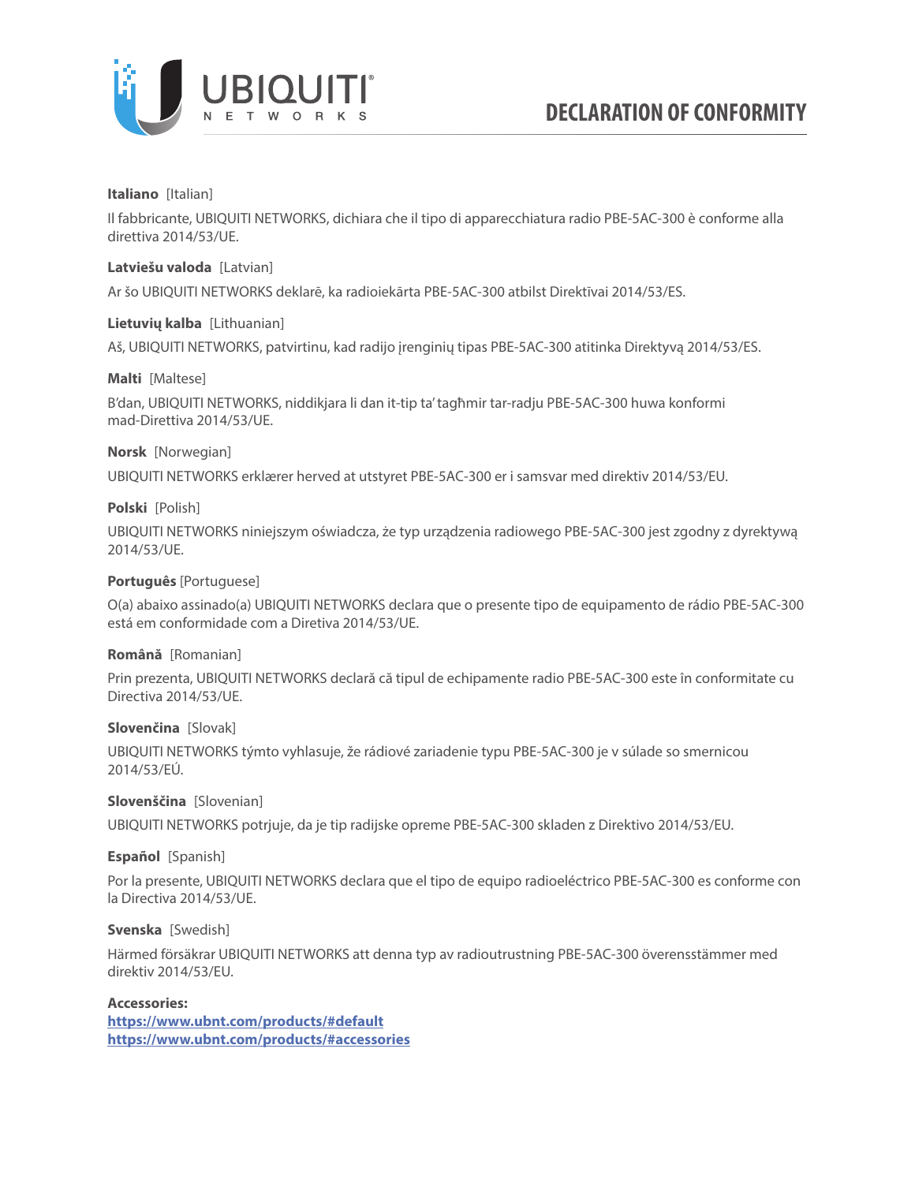**Italiano** [Italian]

Il fabbricante, UBIQUITI NETWORKS, dichiara che il tipo di apparecchiatura radio PBE-5AC-300 è conforme alla direttiva 2014/53/UE.

**Latviešu valoda** [Latvian]

Ar šo UBIQUITI NETWORKS deklarē, ka radioiekārta PBE-5AC-300 atbilst Direktīvai 2014/53/ES.

**Lietuvių kalba** [Lithuanian]

Aš, UBIQUITI NETWORKS, patvirtinu, kad radijo įrenginių tipas PBE-5AC-300 atitinka Direktyvą 2014/53/ES.

**Malti** [Maltese]

B'dan, UBIQUITI NETWORKS, niddikjara li dan it-tip ta' tagħmir tar-radju PBE-5AC-300 huwa konformi mad-Direttiva 2014/53/UE.

**Norsk** [Norwegian]

UBIQUITI NETWORKS erklærer herved at utstyret PBE-5AC-300 er i samsvar med direktiv 2014/53/EU.

**Polski** [Polish]

UBIQUITI NETWORKS niniejszym oświadcza, że typ urządzenia radiowego PBE-5AC-300 jest zgodny z dyrektywą 2014/53/UE.

**Português** [Portuguese]

O(a) abaixo assinado(a) UBIQUITI NETWORKS declara que o presente tipo de equipamento de rádio PBE-5AC-300 está em conformidade com a Diretiva 2014/53/UE.

**Română** [Romanian]

Prin prezenta, UBIQUITI NETWORKS declară că tipul de echipamente radio PBE-5AC-300 este în conformitate cu Directiva 2014/53/UE.

**Slovenčina** [Slovak]

UBIQUITI NETWORKS týmto vyhlasuje, že rádiové zariadenie typu PBE-5AC-300 je v súlade so smernicou 2014/53/EÚ.

**Slovenščina** [Slovenian]

UBIQUITI NETWORKS potrjuje, da je tip radijske opreme PBE-5AC-300 skladen z Direktivo 2014/53/EU.

**Español** [Spanish]

Por la presente, UBIQUITI NETWORKS declara que el tipo de equipo radioeléctrico PBE-5AC-300 es conforme con la Directiva 2014/53/UE.

**Svenska** [Swedish]

Härmed försäkrar UBIQUITI NETWORKS att denna typ av radioutrustning PBE-5AC-300 överensstämmer med direktiv 2014/53/EU.

**Accessories:**
**https://www.ubnt.com/products/#default**
**https://www.ubnt.com/products/#accessories**